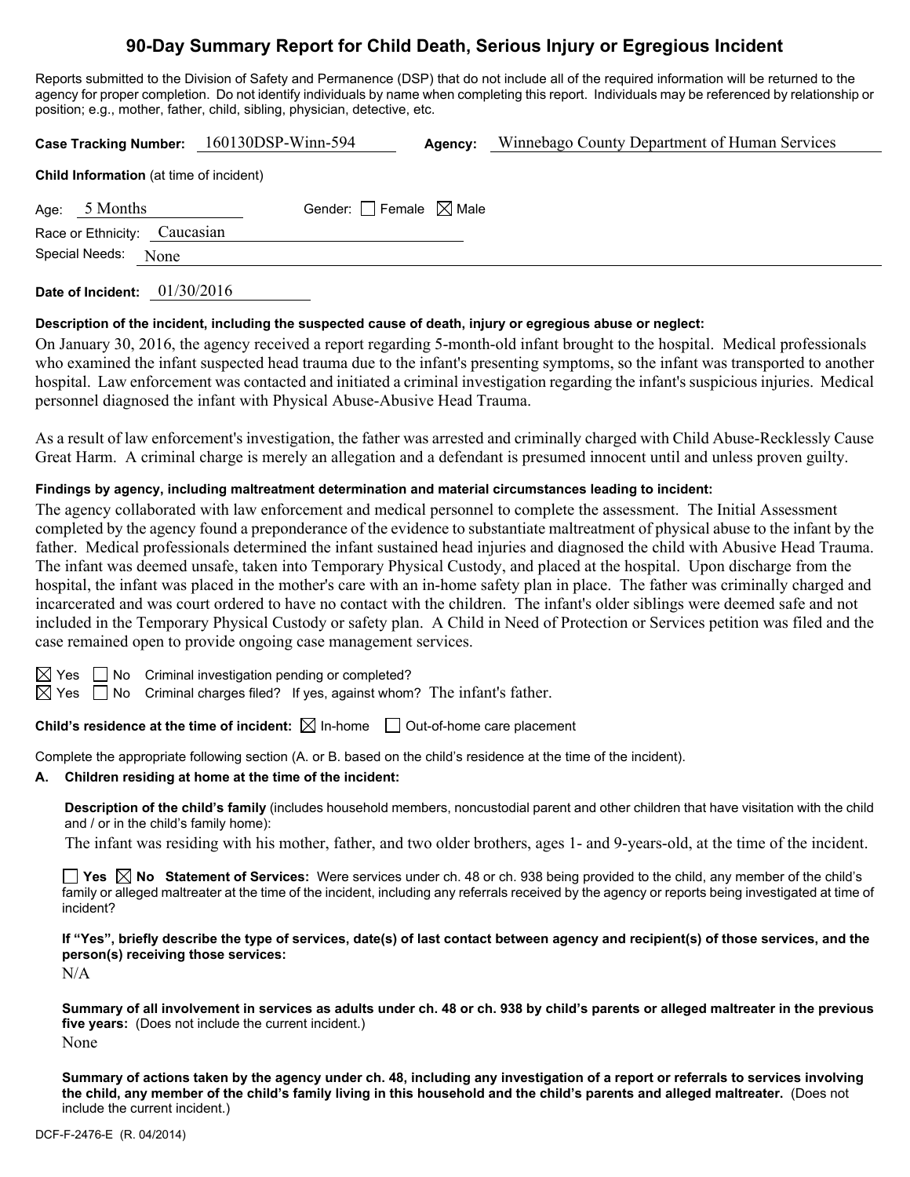# 90-Day Summary Report for Child Death, Serious Injury or Egregious Incident

Reports submitted to the Division of Safety and Permanence (DSP) that do not include all of the required information will be returned to the agency for proper completion. Do not identify individuals by name when completing this report. Individuals may be referenced by relationship or position; e.g., mother, father, child, sibling, physician, detective, etc.

**Case Tracking Number:** 160130DSP-Winn-594 **Agency:** Winnebago County Department of Human Services

**Child Information** (at time of incident)

Age: 5 Months Gender: ☐ Female ☒ Male

Race or Ethnicity: Caucasian

Special Needs: None

**Date of Incident:** 01/30/2016

**Description of the incident, including the suspected cause of death, injury or egregious abuse or neglect:**

On January 30, 2016, the agency received a report regarding 5-month-old infant brought to the hospital. Medical professionals who examined the infant suspected head trauma due to the infant's presenting symptoms, so the infant was transported to another hospital. Law enforcement was contacted and initiated a criminal investigation regarding the infant's suspicious injuries. Medical personnel diagnosed the infant with Physical Abuse-Abusive Head Trauma.

As a result of law enforcement's investigation, the father was arrested and criminally charged with Child Abuse-Recklessly Cause Great Harm. A criminal charge is merely an allegation and a defendant is presumed innocent until and unless proven guilty.

**Findings by agency, including maltreatment determination and material circumstances leading to incident:**

The agency collaborated with law enforcement and medical personnel to complete the assessment. The Initial Assessment completed by the agency found a preponderance of the evidence to substantiate maltreatment of physical abuse to the infant by the father. Medical professionals determined the infant sustained head injuries and diagnosed the child with Abusive Head Trauma. The infant was deemed unsafe, taken into Temporary Physical Custody, and placed at the hospital. Upon discharge from the hospital, the infant was placed in the mother's care with an in-home safety plan in place. The father was criminally charged and incarcerated and was court ordered to have no contact with the children. The infant's older siblings were deemed safe and not included in the Temporary Physical Custody or safety plan. A Child in Need of Protection or Services petition was filed and the case remained open to provide ongoing case management services.

☒ Yes ☐ No Criminal investigation pending or completed?

☒ Yes ☐ No Criminal charges filed? If yes, against whom? The infant's father.

**Child's residence at the time of incident:** ☒ In-home ☐ Out-of-home care placement

Complete the appropriate following section (A. or B. based on the child's residence at the time of the incident).

**A. Children residing at home at the time of the incident:**

**Description of the child's family** (includes household members, noncustodial parent and other children that have visitation with the child and / or in the child's family home):

The infant was residing with his mother, father, and two older brothers, ages 1- and 9-years-old, at the time of the incident.

☐ **Yes** ☒ **No Statement of Services:** Were services under ch. 48 or ch. 938 being provided to the child, any member of the child's family or alleged maltreater at the time of the incident, including any referrals received by the agency or reports being investigated at time of incident?

**If "Yes", briefly describe the type of services, date(s) of last contact between agency and recipient(s) of those services, and the person(s) receiving those services:**

N/A

**Summary of all involvement in services as adults under ch. 48 or ch. 938 by child's parents or alleged maltreater in the previous five years:** (Does not include the current incident.)

None

**Summary of actions taken by the agency under ch. 48, including any investigation of a report or referrals to services involving the child, any member of the child's family living in this household and the child's parents and alleged maltreater.** (Does not include the current incident.)

DCF-F-2476-E (R. 04/2014)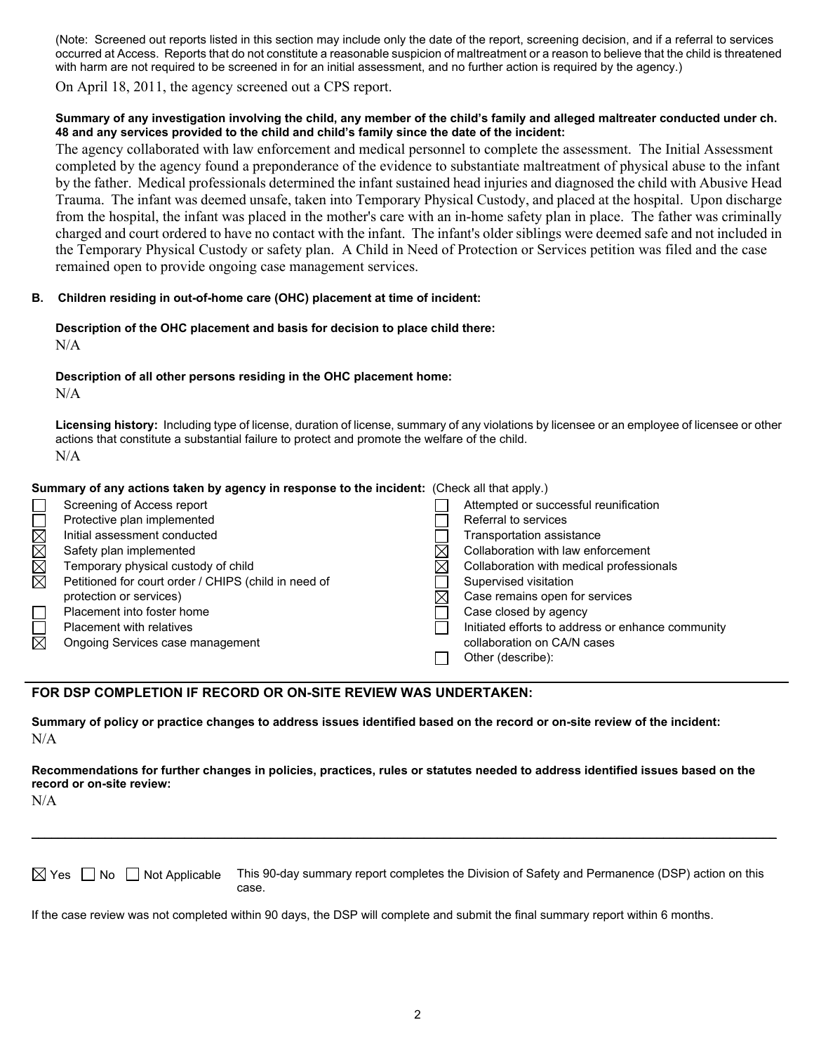(Note: Screened out reports listed in this section may include only the date of the report, screening decision, and if a referral to services occurred at Access. Reports that do not constitute a reasonable suspicion of maltreatment or a reason to believe that the child is threatened with harm are not required to be screened in for an initial assessment, and no further action is required by the agency.)

On April 18, 2011, the agency screened out a CPS report.

**Summary of any investigation involving the child, any member of the child's family and alleged maltreater conducted under ch. 48 and any services provided to the child and child's family since the date of the incident:**

The agency collaborated with law enforcement and medical personnel to complete the assessment. The Initial Assessment completed by the agency found a preponderance of the evidence to substantiate maltreatment of physical abuse to the infant by the father. Medical professionals determined the infant sustained head injuries and diagnosed the child with Abusive Head Trauma. The infant was deemed unsafe, taken into Temporary Physical Custody, and placed at the hospital. Upon discharge from the hospital, the infant was placed in the mother's care with an in-home safety plan in place. The father was criminally charged and court ordered to have no contact with the infant. The infant's older siblings were deemed safe and not included in the Temporary Physical Custody or safety plan. A Child in Need of Protection or Services petition was filed and the case remained open to provide ongoing case management services.

**B. Children residing in out-of-home care (OHC) placement at time of incident:**

**Description of the OHC placement and basis for decision to place child there:**

N/A

**Description of all other persons residing in the OHC placement home:**

N/A

**Licensing history:** Including type of license, duration of license, summary of any violations by licensee or an employee of licensee or other actions that constitute a substantial failure to protect and promote the welfare of the child.

N/A

**Summary of any actions taken by agency in response to the incident:** (Check all that apply.)

- ☐ Screening of Access report
- ☐ Protective plan implemented
- ☒ Initial assessment conducted
- ☒ Safety plan implemented
- ☒ Temporary physical custody of child
- ☒ Petitioned for court order / CHIPS (child in need of protection or services)
- ☐ Placement into foster home
- ☐ Placement with relatives
- ☒ Ongoing Services case management
- ☐ Attempted or successful reunification
- ☐ Referral to services
- ☐ Transportation assistance
- ☒ Collaboration with law enforcement
- ☒ Collaboration with medical professionals
- ☐ Supervised visitation
- ☒ Case remains open for services
- ☐ Case closed by agency
- ☐ Initiated efforts to address or enhance community collaboration on CA/N cases
- ☐ Other (describe):

## FOR DSP COMPLETION IF RECORD OR ON-SITE REVIEW WAS UNDERTAKEN:

**Summary of policy or practice changes to address issues identified based on the record or on-site review of the incident:**

N/A

**Recommendations for further changes in policies, practices, rules or statutes needed to address identified issues based on the record or on-site review:**

N/A

---

☒ Yes ☐ No ☐ Not Applicable This 90-day summary report completes the Division of Safety and Permanence (DSP) action on this case.

If the case review was not completed within 90 days, the DSP will complete and submit the final summary report within 6 months.